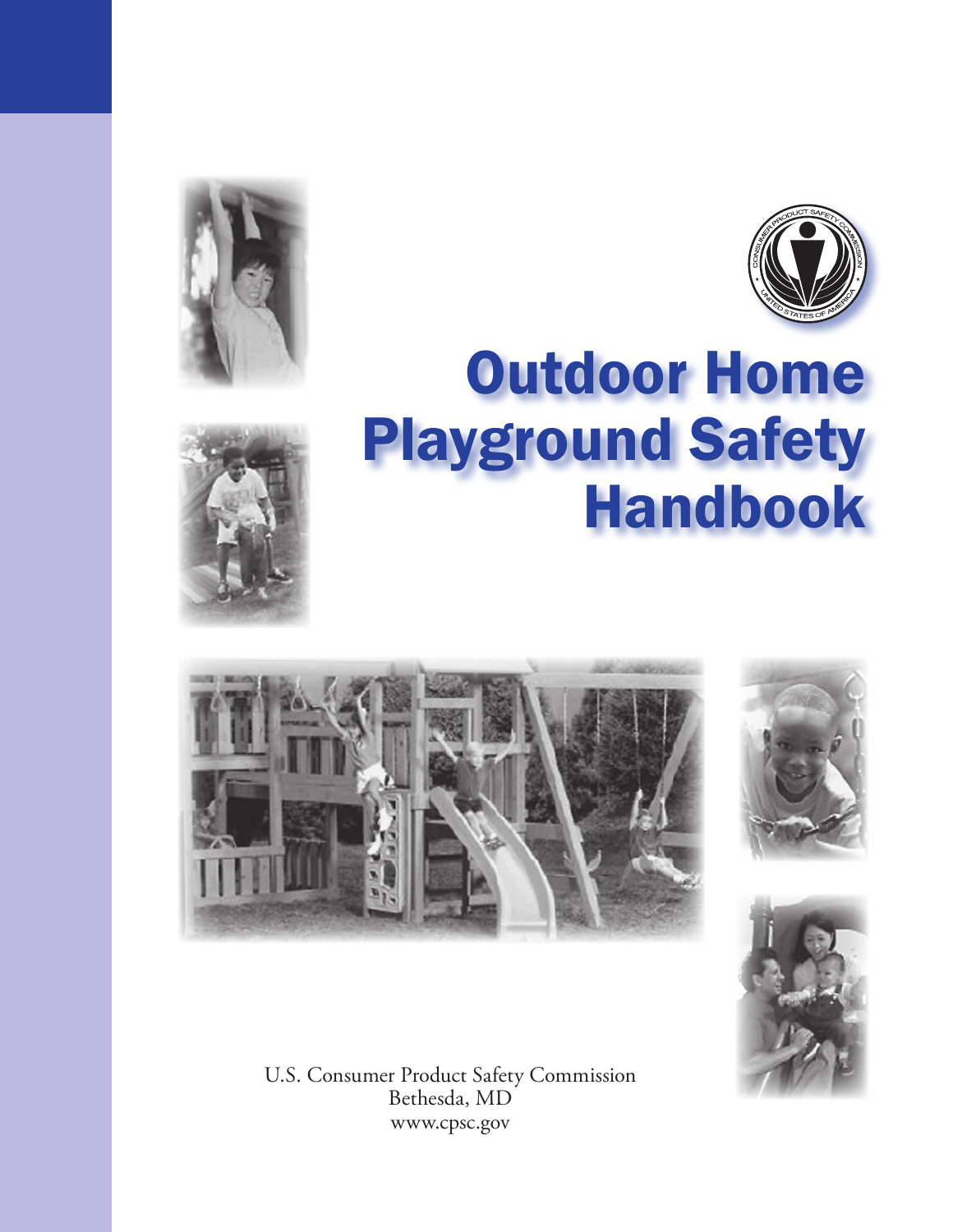# Outdoor Home Playground Safety Handbook

U.S. Consumer Product Safety Commission
Bethesda, MD
www.cpsc.gov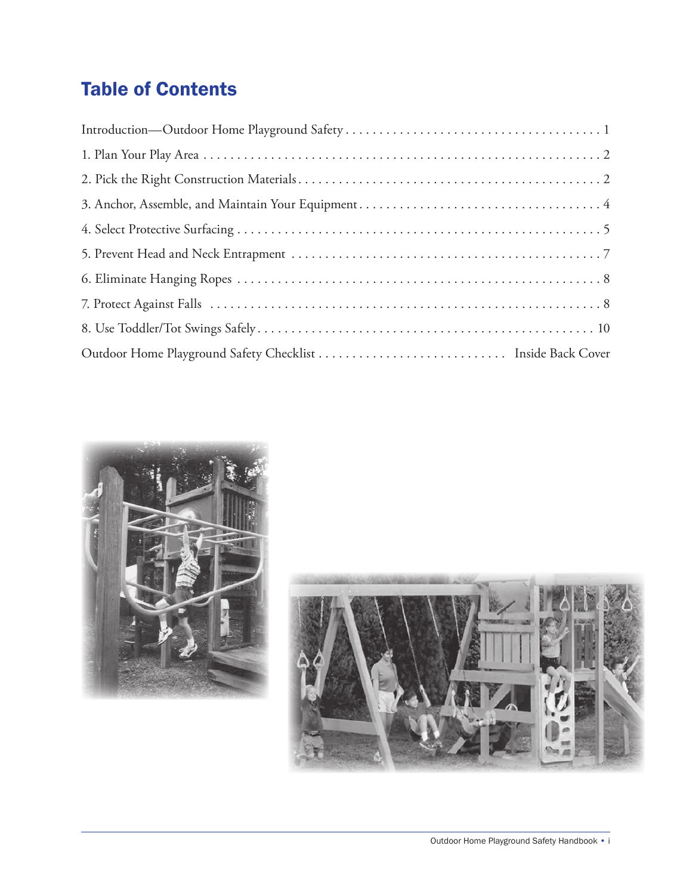# Table of Contents

| | |
|---|---|
| Introduction—Outdoor Home Playground Safety | 1 |
| 1. Plan Your Play Area | 2 |
| 2. Pick the Right Construction Materials | 2 |
| 3. Anchor, Assemble, and Maintain Your Equipment | 4 |
| 4. Select Protective Surfacing | 5 |
| 5. Prevent Head and Neck Entrapment | 7 |
| 6. Eliminate Hanging Ropes | 8 |
| 7. Protect Against Falls | 8 |
| 8. Use Toddler/Tot Swings Safely | 10 |
| Outdoor Home Playground Safety Checklist | Inside Back Cover |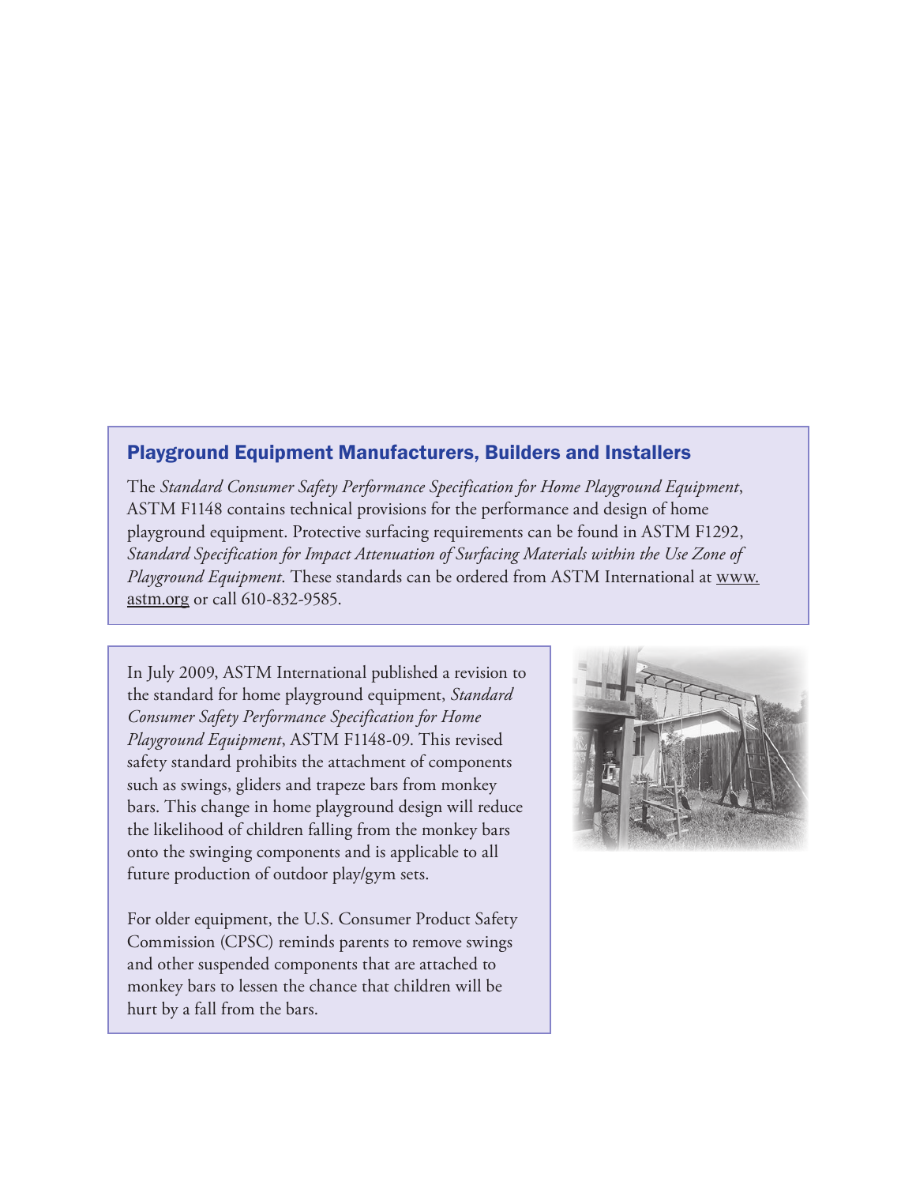## Playground Equipment Manufacturers, Builders and Installers

The *Standard Consumer Safety Performance Specification for Home Playground Equipment*, ASTM F1148 contains technical provisions for the performance and design of home playground equipment. Protective surfacing requirements can be found in ASTM F1292, *Standard Specification for Impact Attenuation of Surfacing Materials within the Use Zone of Playground Equipment*. These standards can be ordered from ASTM International at www.astm.org or call 610-832-9585.

In July 2009, ASTM International published a revision to the standard for home playground equipment, *Standard Consumer Safety Performance Specification for Home Playground Equipment*, ASTM F1148-09. This revised safety standard prohibits the attachment of components such as swings, gliders and trapeze bars from monkey bars. This change in home playground design will reduce the likelihood of children falling from the monkey bars onto the swinging components and is applicable to all future production of outdoor play/gym sets.

For older equipment, the U.S. Consumer Product Safety Commission (CPSC) reminds parents to remove swings and other suspended components that are attached to monkey bars to lessen the chance that children will be hurt by a fall from the bars.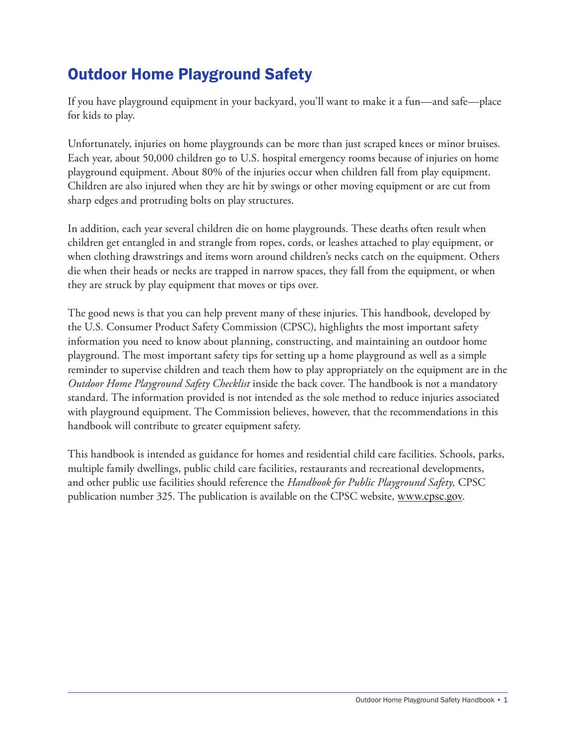# Outdoor Home Playground Safety

If you have playground equipment in your backyard, you'll want to make it a fun—and safe—place for kids to play.

Unfortunately, injuries on home playgrounds can be more than just scraped knees or minor bruises. Each year, about 50,000 children go to U.S. hospital emergency rooms because of injuries on home playground equipment. About 80% of the injuries occur when children fall from play equipment. Children are also injured when they are hit by swings or other moving equipment or are cut from sharp edges and protruding bolts on play structures.

In addition, each year several children die on home playgrounds. These deaths often result when children get entangled in and strangle from ropes, cords, or leashes attached to play equipment, or when clothing drawstrings and items worn around children's necks catch on the equipment. Others die when their heads or necks are trapped in narrow spaces, they fall from the equipment, or when they are struck by play equipment that moves or tips over.

The good news is that you can help prevent many of these injuries. This handbook, developed by the U.S. Consumer Product Safety Commission (CPSC), highlights the most important safety information you need to know about planning, constructing, and maintaining an outdoor home playground. The most important safety tips for setting up a home playground as well as a simple reminder to supervise children and teach them how to play appropriately on the equipment are in the *Outdoor Home Playground Safety Checklist* inside the back cover. The handbook is not a mandatory standard. The information provided is not intended as the sole method to reduce injuries associated with playground equipment. The Commission believes, however, that the recommendations in this handbook will contribute to greater equipment safety.

This handbook is intended as guidance for homes and residential child care facilities. Schools, parks, multiple family dwellings, public child care facilities, restaurants and recreational developments, and other public use facilities should reference the *Handbook for Public Playground Safety,* CPSC publication number 325. The publication is available on the CPSC website, www.cpsc.gov.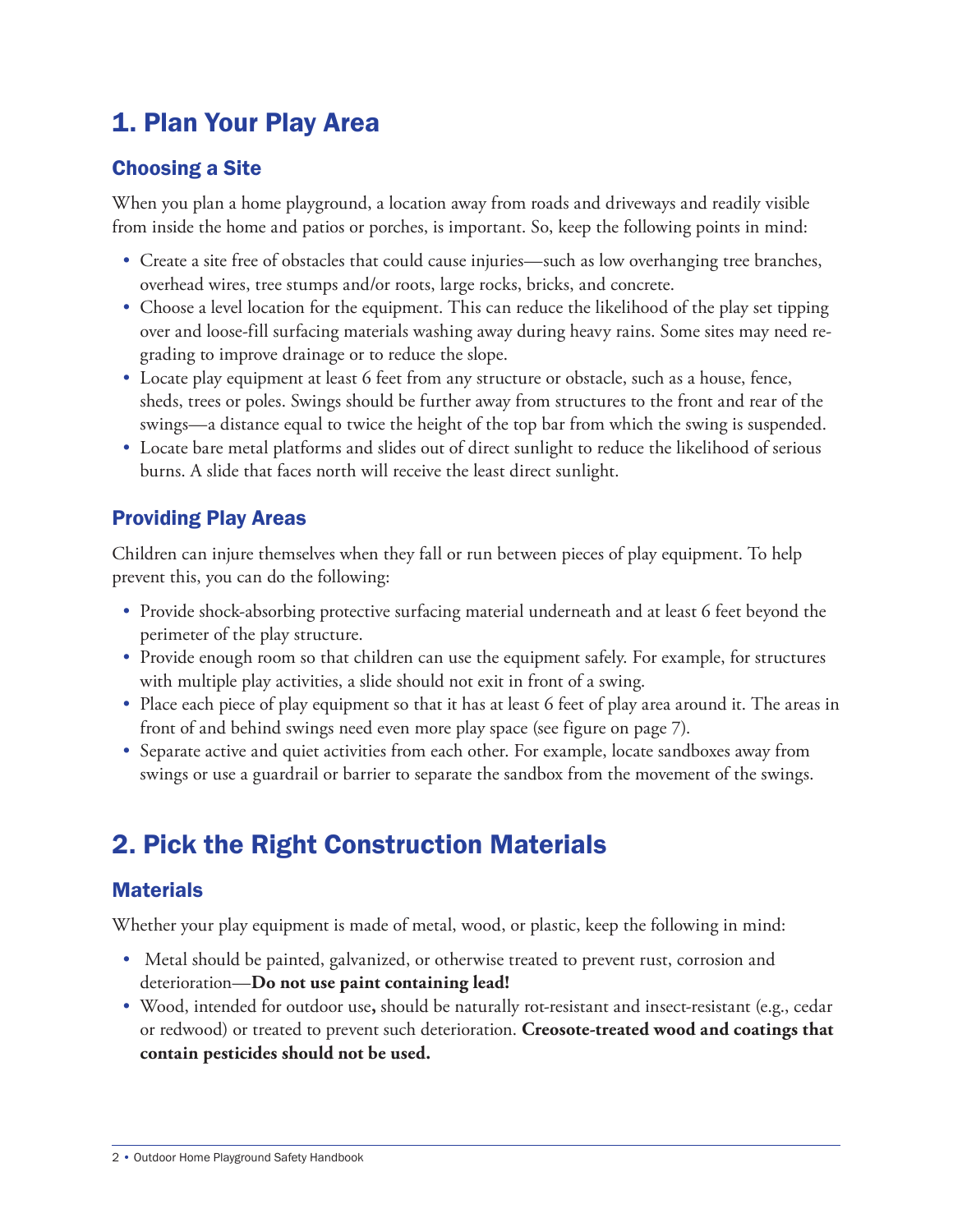# 1. Plan Your Play Area

## Choosing a Site

When you plan a home playground, a location away from roads and driveways and readily visible from inside the home and patios or porches, is important. So, keep the following points in mind:

- Create a site free of obstacles that could cause injuries—such as low overhanging tree branches, overhead wires, tree stumps and/or roots, large rocks, bricks, and concrete.
- Choose a level location for the equipment. This can reduce the likelihood of the play set tipping over and loose-fill surfacing materials washing away during heavy rains. Some sites may need re-grading to improve drainage or to reduce the slope.
- Locate play equipment at least 6 feet from any structure or obstacle, such as a house, fence, sheds, trees or poles. Swings should be further away from structures to the front and rear of the swings—a distance equal to twice the height of the top bar from which the swing is suspended.
- Locate bare metal platforms and slides out of direct sunlight to reduce the likelihood of serious burns. A slide that faces north will receive the least direct sunlight.

## Providing Play Areas

Children can injure themselves when they fall or run between pieces of play equipment. To help prevent this, you can do the following:

- Provide shock-absorbing protective surfacing material underneath and at least 6 feet beyond the perimeter of the play structure.
- Provide enough room so that children can use the equipment safely. For example, for structures with multiple play activities, a slide should not exit in front of a swing.
- Place each piece of play equipment so that it has at least 6 feet of play area around it. The areas in front of and behind swings need even more play space (see figure on page 7).
- Separate active and quiet activities from each other. For example, locate sandboxes away from swings or use a guardrail or barrier to separate the sandbox from the movement of the swings.

# 2. Pick the Right Construction Materials

## Materials

Whether your play equipment is made of metal, wood, or plastic, keep the following in mind:

- Metal should be painted, galvanized, or otherwise treated to prevent rust, corrosion and deterioration—**Do not use paint containing lead!**
- Wood, intended for outdoor use**,** should be naturally rot-resistant and insect-resistant (e.g., cedar or redwood) or treated to prevent such deterioration. **Creosote-treated wood and coatings that contain pesticides should not be used.**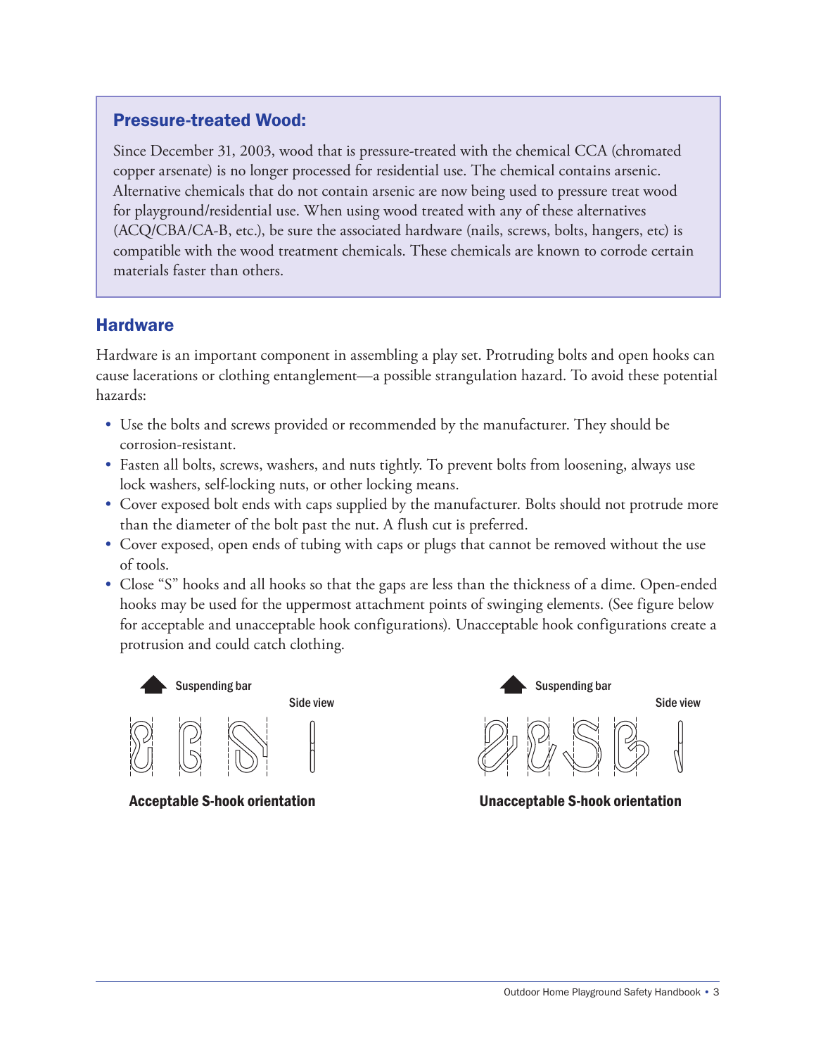## Pressure-treated Wood:

Since December 31, 2003, wood that is pressure-treated with the chemical CCA (chromated copper arsenate) is no longer processed for residential use. The chemical contains arsenic. Alternative chemicals that do not contain arsenic are now being used to pressure treat wood for playground/residential use. When using wood treated with any of these alternatives (ACQ/CBA/CA-B, etc.), be sure the associated hardware (nails, screws, bolts, hangers, etc) is compatible with the wood treatment chemicals. These chemicals are known to corrode certain materials faster than others.

## Hardware

Hardware is an important component in assembling a play set. Protruding bolts and open hooks can cause lacerations or clothing entanglement—a possible strangulation hazard. To avoid these potential hazards:

- Use the bolts and screws provided or recommended by the manufacturer. They should be corrosion-resistant.
- Fasten all bolts, screws, washers, and nuts tightly. To prevent bolts from loosening, always use lock washers, self-locking nuts, or other locking means.
- Cover exposed bolt ends with caps supplied by the manufacturer. Bolts should not protrude more than the diameter of the bolt past the nut. A flush cut is preferred.
- Cover exposed, open ends of tubing with caps or plugs that cannot be removed without the use of tools.
- Close "S" hooks and all hooks so that the gaps are less than the thickness of a dime. Open-ended hooks may be used for the uppermost attachment points of swinging elements. (See figure below for acceptable and unacceptable hook configurations). Unacceptable hook configurations create a protrusion and could catch clothing.

Suspending bar — Side view

**Acceptable S-hook orientation**

Suspending bar — Side view

**Unacceptable S-hook orientation**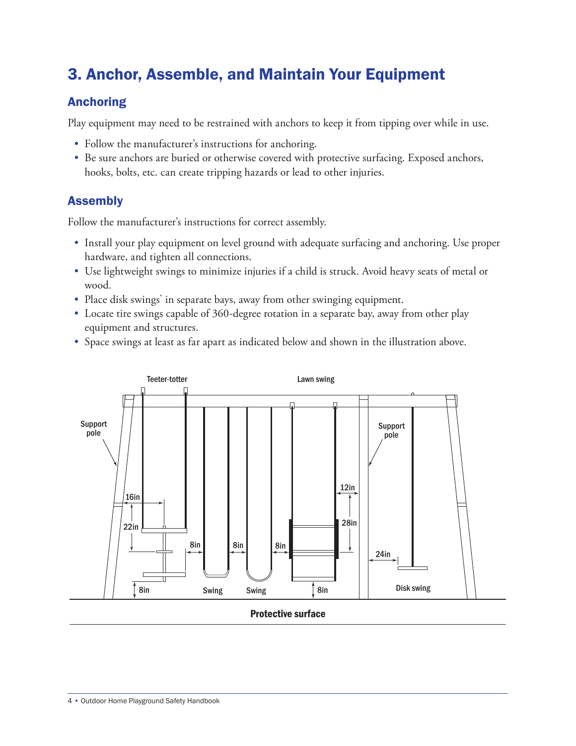# 3. Anchor, Assemble, and Maintain Your Equipment

## Anchoring

Play equipment may need to be restrained with anchors to keep it from tipping over while in use.

- Follow the manufacturer's instructions for anchoring.
- Be sure anchors are buried or otherwise covered with protective surfacing. Exposed anchors, hooks, bolts, etc. can create tripping hazards or lead to other injuries.

## Assembly

Follow the manufacturer's instructions for correct assembly.

- Install your play equipment on level ground with adequate surfacing and anchoring. Use proper hardware, and tighten all connections.
- Use lightweight swings to minimize injuries if a child is struck. Avoid heavy seats of metal or wood.
- Place disk swings* in separate bays, away from other swinging equipment.
- Locate tire swings capable of 360-degree rotation in a separate bay, away from other play equipment and structures.
- Space swings at least as far apart as indicated below and shown in the illustration above.

Teeter-totter | Lawn swing | Support pole | Support pole | 16in | 22in | 8in | 8in | 8in | 12in | 28in | 24in | 8in | 8in | Swing | Swing | Disk swing

Protective surface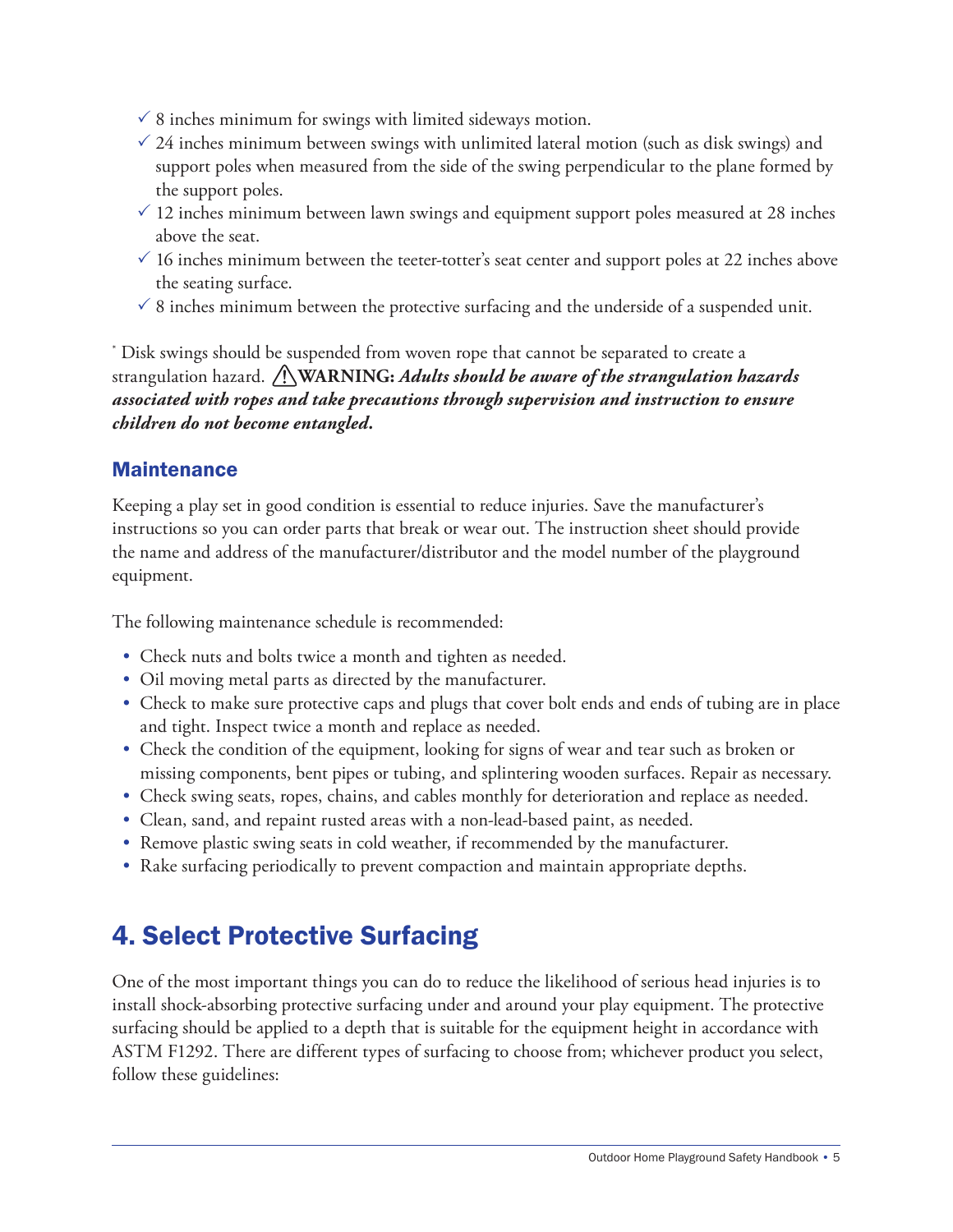- ✓ 8 inches minimum for swings with limited sideways motion.
- ✓ 24 inches minimum between swings with unlimited lateral motion (such as disk swings) and support poles when measured from the side of the swing perpendicular to the plane formed by the support poles.
- ✓ 12 inches minimum between lawn swings and equipment support poles measured at 28 inches above the seat.
- ✓ 16 inches minimum between the teeter-totter's seat center and support poles at 22 inches above the seating surface.
- ✓ 8 inches minimum between the protective surfacing and the underside of a suspended unit.

[*] Disk swings should be suspended from woven rope that cannot be separated to create a strangulation hazard. ⚠ **WARNING:** ***Adults should be aware of the strangulation hazards associated with ropes and take precautions through supervision and instruction to ensure children do not become entangled.***

### Maintenance

Keeping a play set in good condition is essential to reduce injuries. Save the manufacturer's instructions so you can order parts that break or wear out. The instruction sheet should provide the name and address of the manufacturer/distributor and the model number of the playground equipment.

The following maintenance schedule is recommended:

- Check nuts and bolts twice a month and tighten as needed.
- Oil moving metal parts as directed by the manufacturer.
- Check to make sure protective caps and plugs that cover bolt ends and ends of tubing are in place and tight. Inspect twice a month and replace as needed.
- Check the condition of the equipment, looking for signs of wear and tear such as broken or missing components, bent pipes or tubing, and splintering wooden surfaces. Repair as necessary.
- Check swing seats, ropes, chains, and cables monthly for deterioration and replace as needed.
- Clean, sand, and repaint rusted areas with a non-lead-based paint, as needed.
- Remove plastic swing seats in cold weather, if recommended by the manufacturer.
- Rake surfacing periodically to prevent compaction and maintain appropriate depths.

## 4. Select Protective Surfacing

One of the most important things you can do to reduce the likelihood of serious head injuries is to install shock-absorbing protective surfacing under and around your play equipment. The protective surfacing should be applied to a depth that is suitable for the equipment height in accordance with ASTM F1292. There are different types of surfacing to choose from; whichever product you select, follow these guidelines: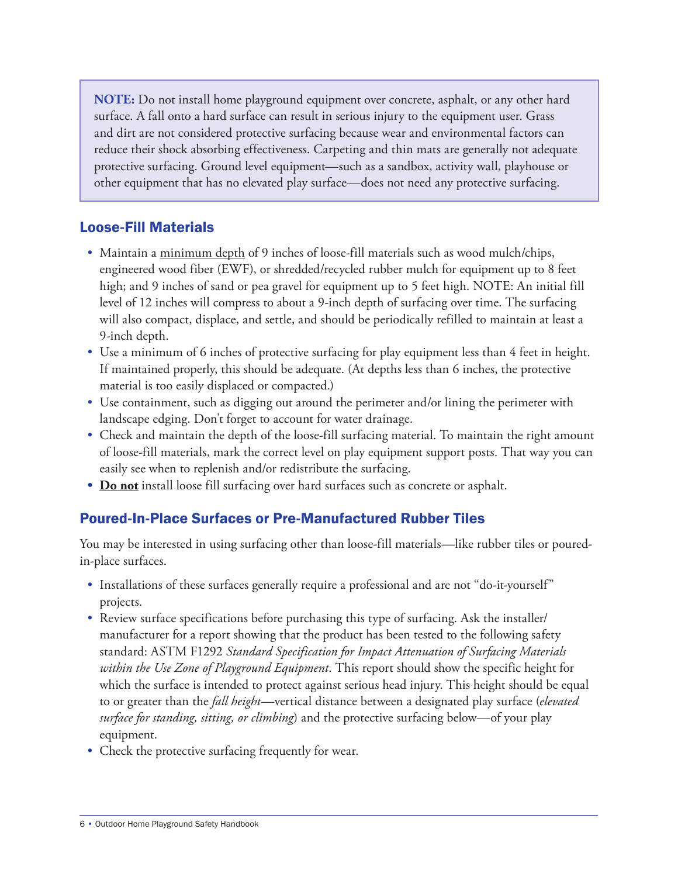> **NOTE:** Do not install home playground equipment over concrete, asphalt, or any other hard surface. A fall onto a hard surface can result in serious injury to the equipment user. Grass and dirt are not considered protective surfacing because wear and environmental factors can reduce their shock absorbing effectiveness. Carpeting and thin mats are generally not adequate protective surfacing. Ground level equipment—such as a sandbox, activity wall, playhouse or other equipment that has no elevated play surface—does not need any protective surfacing.

## Loose-Fill Materials

- Maintain a <u>minimum depth</u> of 9 inches of loose-fill materials such as wood mulch/chips, engineered wood fiber (EWF), or shredded/recycled rubber mulch for equipment up to 8 feet high; and 9 inches of sand or pea gravel for equipment up to 5 feet high. NOTE: An initial fill level of 12 inches will compress to about a 9-inch depth of surfacing over time. The surfacing will also compact, displace, and settle, and should be periodically refilled to maintain at least a 9-inch depth.
- Use a minimum of 6 inches of protective surfacing for play equipment less than 4 feet in height. If maintained properly, this should be adequate. (At depths less than 6 inches, the protective material is too easily displaced or compacted.)
- Use containment, such as digging out around the perimeter and/or lining the perimeter with landscape edging. Don't forget to account for water drainage.
- Check and maintain the depth of the loose-fill surfacing material. To maintain the right amount of loose-fill materials, mark the correct level on play equipment support posts. That way you can easily see when to replenish and/or redistribute the surfacing.
- **<u>Do not</u>** install loose fill surfacing over hard surfaces such as concrete or asphalt.

## Poured-In-Place Surfaces or Pre-Manufactured Rubber Tiles

You may be interested in using surfacing other than loose-fill materials—like rubber tiles or poured-in-place surfaces.

- Installations of these surfaces generally require a professional and are not "do-it-yourself" projects.
- Review surface specifications before purchasing this type of surfacing. Ask the installer/manufacturer for a report showing that the product has been tested to the following safety standard: ASTM F1292 *Standard Specification for Impact Attenuation of Surfacing Materials within the Use Zone of Playground Equipment*. This report should show the specific height for which the surface is intended to protect against serious head injury. This height should be equal to or greater than the *fall height*—vertical distance between a designated play surface (*elevated surface for standing, sitting, or climbing*) and the protective surfacing below—of your play equipment.
- Check the protective surfacing frequently for wear.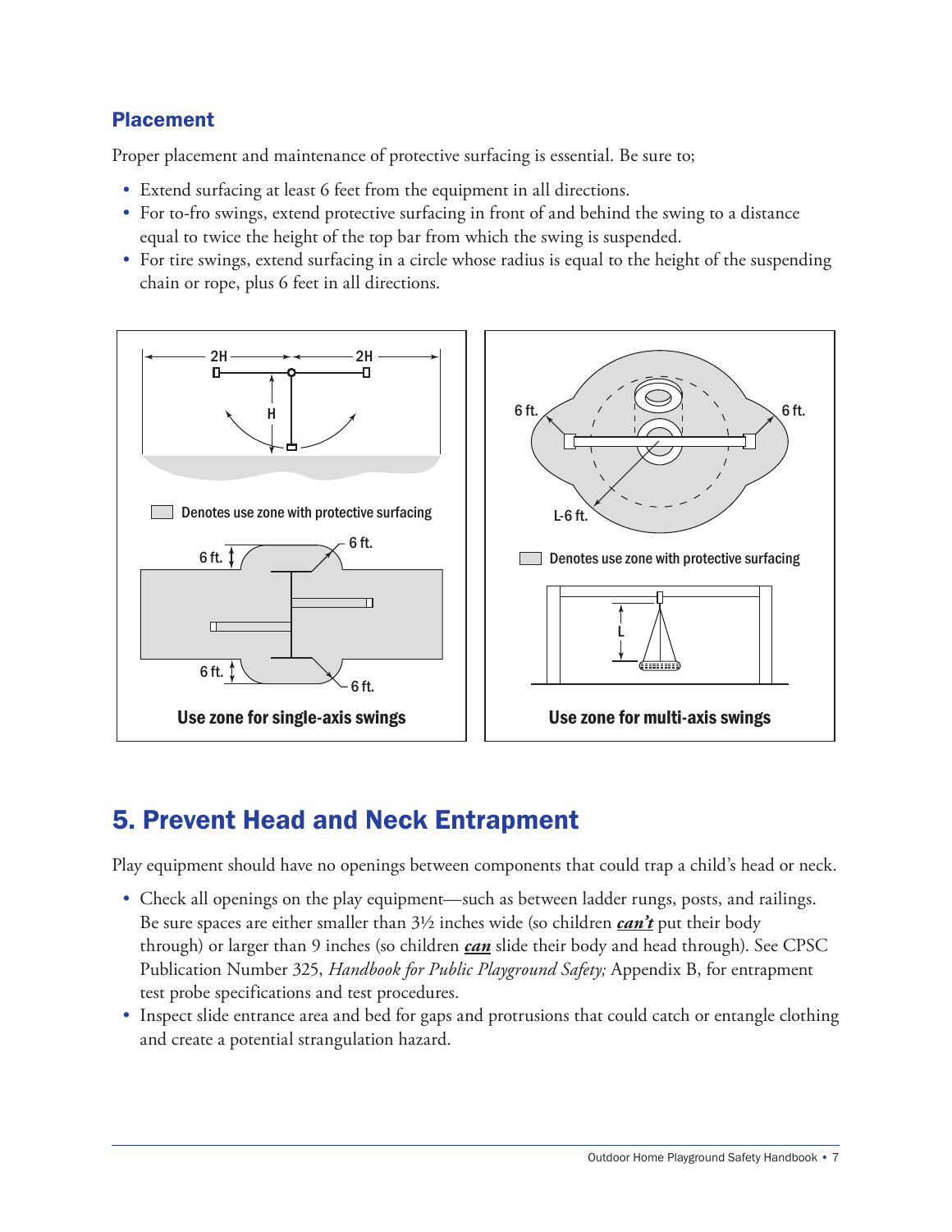### Placement

Proper placement and maintenance of protective surfacing is essential. Be sure to;

- Extend surfacing at least 6 feet from the equipment in all directions.
- For to-fro swings, extend protective surfacing in front of and behind the swing to a distance equal to twice the height of the top bar from which the swing is suspended.
- For tire swings, extend surfacing in a circle whose radius is equal to the height of the suspending chain or rope, plus 6 feet in all directions.

Denotes use zone with protective surfacing

**Use zone for single-axis swings**

Denotes use zone with protective surfacing

**Use zone for multi-axis swings**

## 5. Prevent Head and Neck Entrapment

Play equipment should have no openings between components that could trap a child's head or neck.

- Check all openings on the play equipment—such as between ladder rungs, posts, and railings. Be sure spaces are either smaller than 3½ inches wide (so children ***can't*** put their body through) or larger than 9 inches (so children ***can*** slide their body and head through). See CPSC Publication Number 325, *Handbook for Public Playground Safety;* Appendix B, for entrapment test probe specifications and test procedures.
- Inspect slide entrance area and bed for gaps and protrusions that could catch or entangle clothing and create a potential strangulation hazard.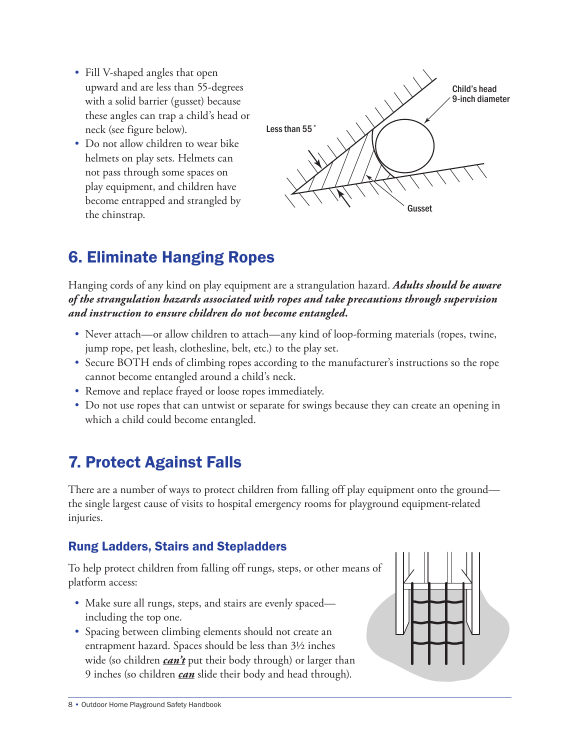- Fill V-shaped angles that open upward and are less than 55-degrees with a solid barrier (gusset) because these angles can trap a child's head or neck (see figure below).
- Do not allow children to wear bike helmets on play sets. Helmets can not pass through some spaces on play equipment, and children have become entrapped and strangled by the chinstrap.

## 6. Eliminate Hanging Ropes

Hanging cords of any kind on play equipment are a strangulation hazard. ***Adults should be aware of the strangulation hazards associated with ropes and take precautions through supervision and instruction to ensure children do not become entangled.***

- Never attach—or allow children to attach—any kind of loop-forming materials (ropes, twine, jump rope, pet leash, clothesline, belt, etc.) to the play set.
- Secure BOTH ends of climbing ropes according to the manufacturer's instructions so the rope cannot become entangled around a child's neck.
- Remove and replace frayed or loose ropes immediately.
- Do not use ropes that can untwist or separate for swings because they can create an opening in which a child could become entangled.

## 7. Protect Against Falls

There are a number of ways to protect children from falling off play equipment onto the ground—the single largest cause of visits to hospital emergency rooms for playground equipment-related injuries.

### Rung Ladders, Stairs and Stepladders

To help protect children from falling off rungs, steps, or other means of platform access:

- Make sure all rungs, steps, and stairs are evenly spaced—including the top one.
- Spacing between climbing elements should not create an entrapment hazard. Spaces should be less than 3½ inches wide (so children ***can't*** put their body through) or larger than 9 inches (so children ***can*** slide their body and head through).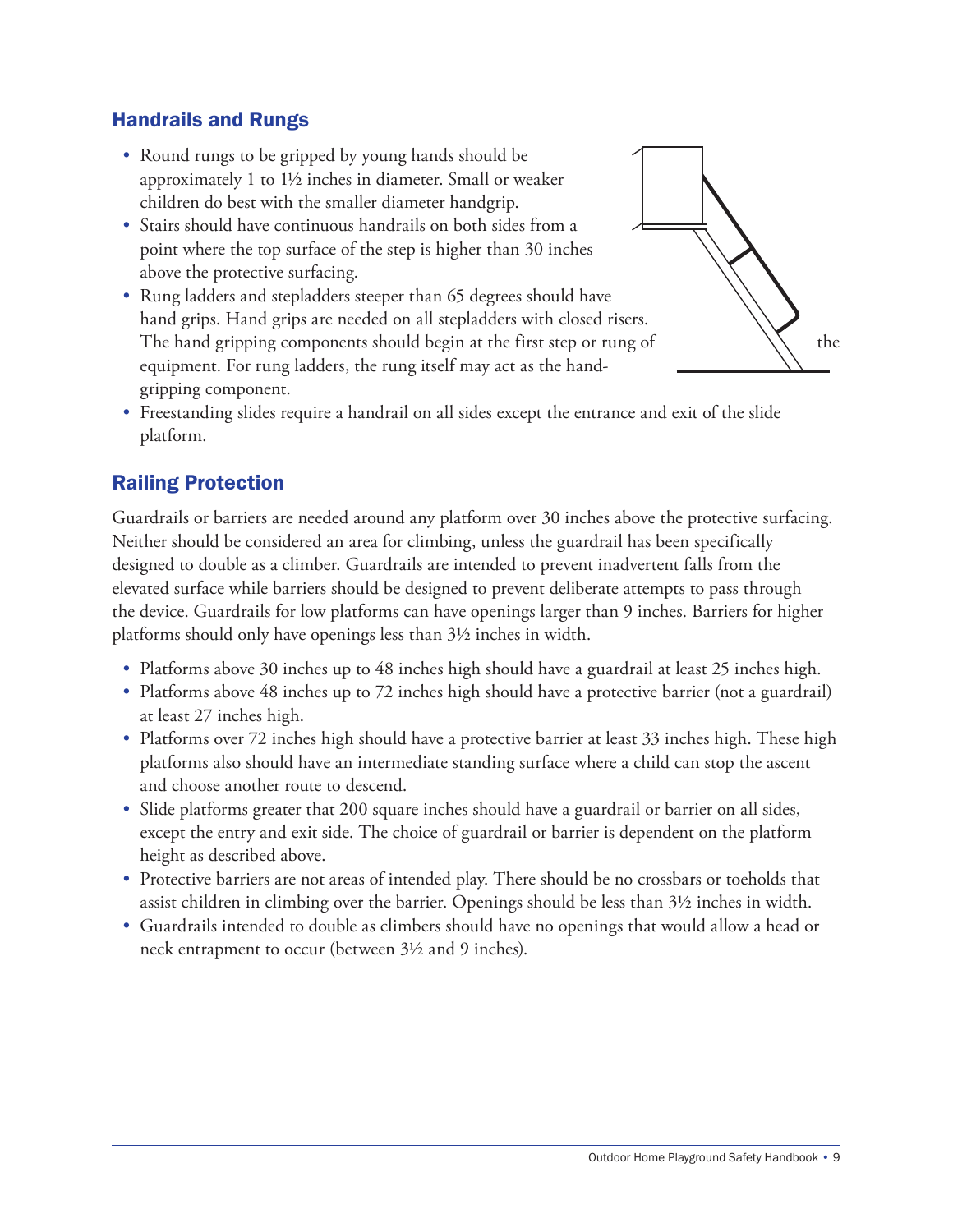## Handrails and Rungs

- Round rungs to be gripped by young hands should be approximately 1 to 1½ inches in diameter. Small or weaker children do best with the smaller diameter handgrip.
- Stairs should have continuous handrails on both sides from a point where the top surface of the step is higher than 30 inches above the protective surfacing.
- Rung ladders and stepladders steeper than 65 degrees should have hand grips. Hand grips are needed on all stepladders with closed risers. The hand gripping components should begin at the first step or rung of the equipment. For rung ladders, the rung itself may act as the hand-gripping component.
- Freestanding slides require a handrail on all sides except the entrance and exit of the slide platform.

## Railing Protection

Guardrails or barriers are needed around any platform over 30 inches above the protective surfacing. Neither should be considered an area for climbing, unless the guardrail has been specifically designed to double as a climber. Guardrails are intended to prevent inadvertent falls from the elevated surface while barriers should be designed to prevent deliberate attempts to pass through the device. Guardrails for low platforms can have openings larger than 9 inches. Barriers for higher platforms should only have openings less than 3½ inches in width.

- Platforms above 30 inches up to 48 inches high should have a guardrail at least 25 inches high.
- Platforms above 48 inches up to 72 inches high should have a protective barrier (not a guardrail) at least 27 inches high.
- Platforms over 72 inches high should have a protective barrier at least 33 inches high. These high platforms also should have an intermediate standing surface where a child can stop the ascent and choose another route to descend.
- Slide platforms greater that 200 square inches should have a guardrail or barrier on all sides, except the entry and exit side. The choice of guardrail or barrier is dependent on the platform height as described above.
- Protective barriers are not areas of intended play. There should be no crossbars or toeholds that assist children in climbing over the barrier. Openings should be less than 3½ inches in width.
- Guardrails intended to double as climbers should have no openings that would allow a head or neck entrapment to occur (between 3½ and 9 inches).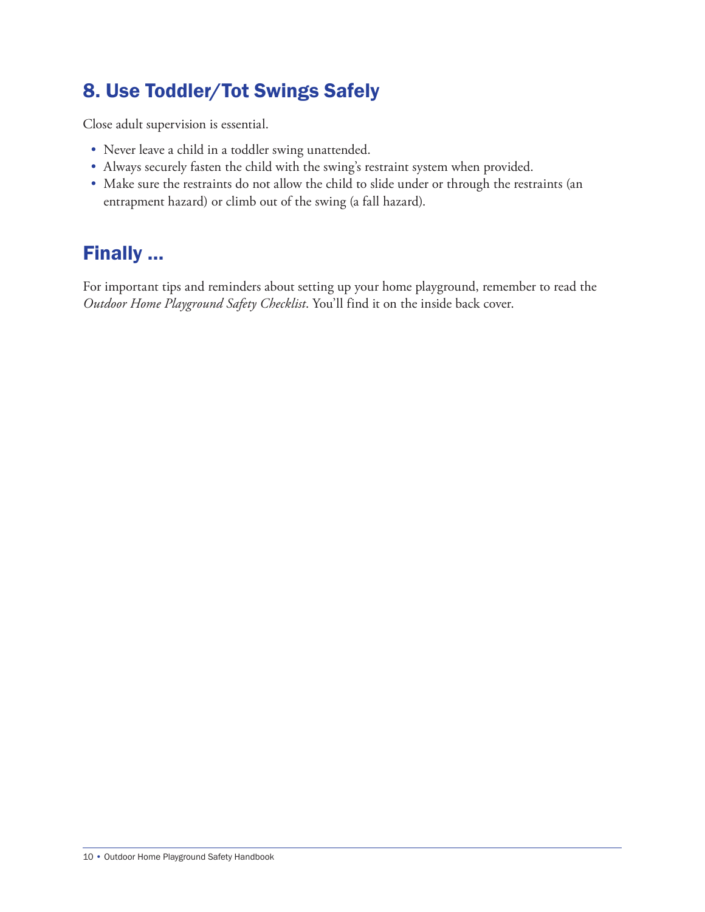## 8. Use Toddler/Tot Swings Safely

Close adult supervision is essential.

- Never leave a child in a toddler swing unattended.
- Always securely fasten the child with the swing's restraint system when provided.
- Make sure the restraints do not allow the child to slide under or through the restraints (an entrapment hazard) or climb out of the swing (a fall hazard).

## Finally ...

For important tips and reminders about setting up your home playground, remember to read the *Outdoor Home Playground Safety Checklist*. You'll find it on the inside back cover.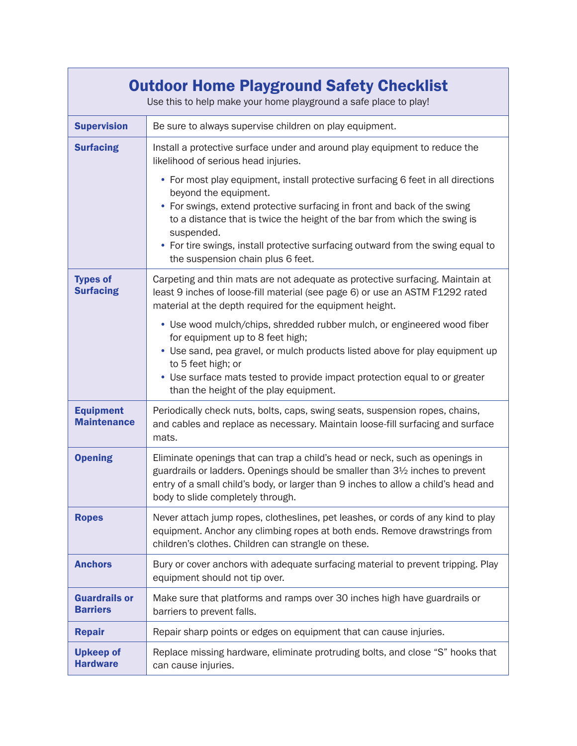# Outdoor Home Playground Safety Checklist

Use this to help make your home playground a safe place to play!

| | |
|---|---|
| **Supervision** | Be sure to always supervise children on play equipment. |
| **Surfacing** | Install a protective surface under and around play equipment to reduce the likelihood of serious head injuries.<br>• For most play equipment, install protective surfacing 6 feet in all directions beyond the equipment.<br>• For swings, extend protective surfacing in front and back of the swing to a distance that is twice the height of the bar from which the swing is suspended.<br>• For tire swings, install protective surfacing outward from the swing equal to the suspension chain plus 6 feet. |
| **Types of Surfacing** | Carpeting and thin mats are not adequate as protective surfacing. Maintain at least 9 inches of loose-fill material (see page 6) or use an ASTM F1292 rated material at the depth required for the equipment height.<br>• Use wood mulch/chips, shredded rubber mulch, or engineered wood fiber for equipment up to 8 feet high;<br>• Use sand, pea gravel, or mulch products listed above for play equipment up to 5 feet high; or<br>• Use surface mats tested to provide impact protection equal to or greater than the height of the play equipment. |
| **Equipment Maintenance** | Periodically check nuts, bolts, caps, swing seats, suspension ropes, chains, and cables and replace as necessary. Maintain loose-fill surfacing and surface mats. |
| **Opening** | Eliminate openings that can trap a child's head or neck, such as openings in guardrails or ladders. Openings should be smaller than 3½ inches to prevent entry of a small child's body, or larger than 9 inches to allow a child's head and body to slide completely through. |
| **Ropes** | Never attach jump ropes, clotheslines, pet leashes, or cords of any kind to play equipment. Anchor any climbing ropes at both ends. Remove drawstrings from children's clothes. Children can strangle on these. |
| **Anchors** | Bury or cover anchors with adequate surfacing material to prevent tripping. Play equipment should not tip over. |
| **Guardrails or Barriers** | Make sure that platforms and ramps over 30 inches high have guardrails or barriers to prevent falls. |
| **Repair** | Repair sharp points or edges on equipment that can cause injuries. |
| **Upkeep of Hardware** | Replace missing hardware, eliminate protruding bolts, and close "S" hooks that can cause injuries. |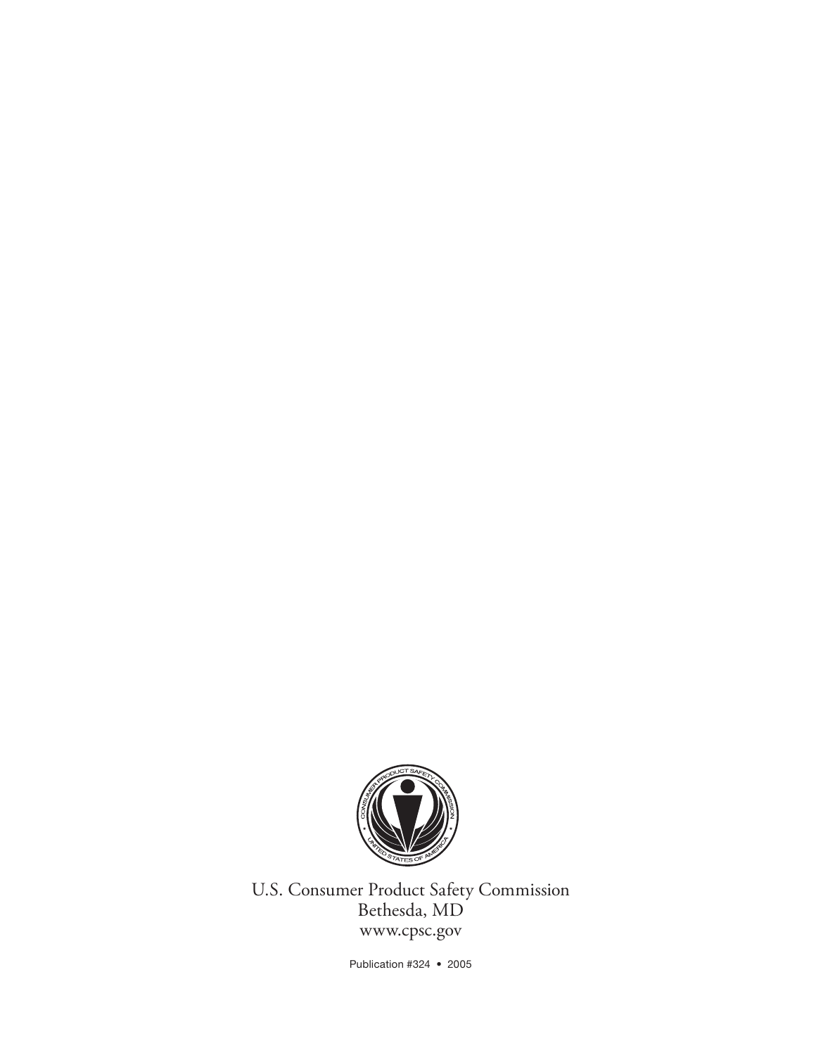U.S. Consumer Product Safety Commission
Bethesda, MD
www.cpsc.gov

Publication #324 • 2005